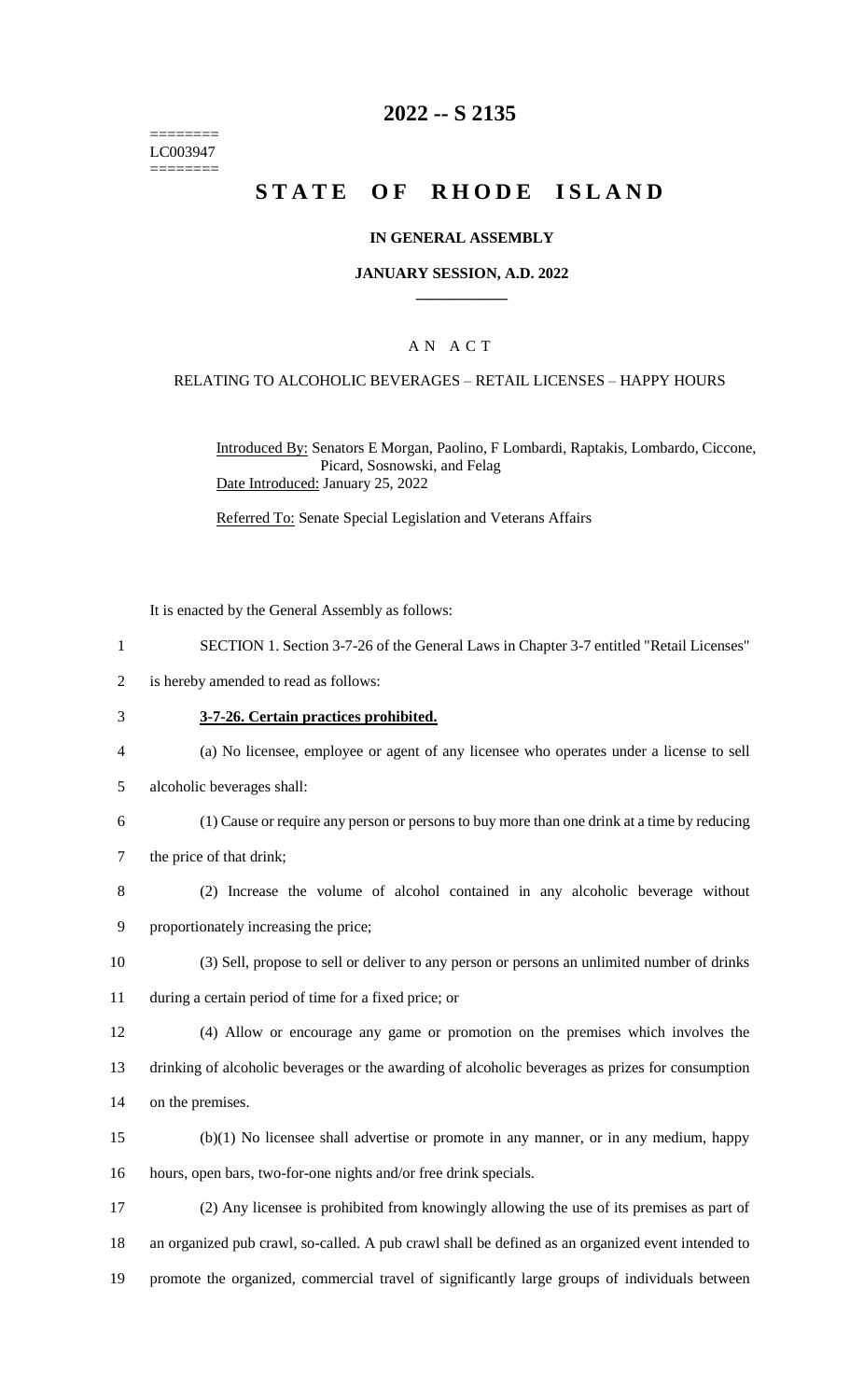========
LC003947
========

# 2022 -- S 2135

# STATE OF RHODE ISLAND

**IN GENERAL ASSEMBLY**

**JANUARY SESSION, A.D. 2022**

____________

A N A C T

RELATING TO ALCOHOLIC BEVERAGES – RETAIL LICENSES – HAPPY HOURS

Introduced By: Senators E Morgan, Paolino, F Lombardi, Raptakis, Lombardo, Ciccone, Picard, Sosnowski, and Felag

Date Introduced: January 25, 2022

Referred To: Senate Special Legislation and Veterans Affairs

It is enacted by the General Assembly as follows:

SECTION 1. Section 3-7-26 of the General Laws in Chapter 3-7 entitled "Retail Licenses" is hereby amended to read as follows:

**3-7-26. Certain practices prohibited.**

(a) No licensee, employee or agent of any licensee who operates under a license to sell alcoholic beverages shall:

(1) Cause or require any person or persons to buy more than one drink at a time by reducing the price of that drink;

(2) Increase the volume of alcohol contained in any alcoholic beverage without proportionately increasing the price;

(3) Sell, propose to sell or deliver to any person or persons an unlimited number of drinks during a certain period of time for a fixed price; or

(4) Allow or encourage any game or promotion on the premises which involves the drinking of alcoholic beverages or the awarding of alcoholic beverages as prizes for consumption on the premises.

(b)(1) No licensee shall advertise or promote in any manner, or in any medium, happy hours, open bars, two-for-one nights and/or free drink specials.

(2) Any licensee is prohibited from knowingly allowing the use of its premises as part of an organized pub crawl, so-called. A pub crawl shall be defined as an organized event intended to promote the organized, commercial travel of significantly large groups of individuals between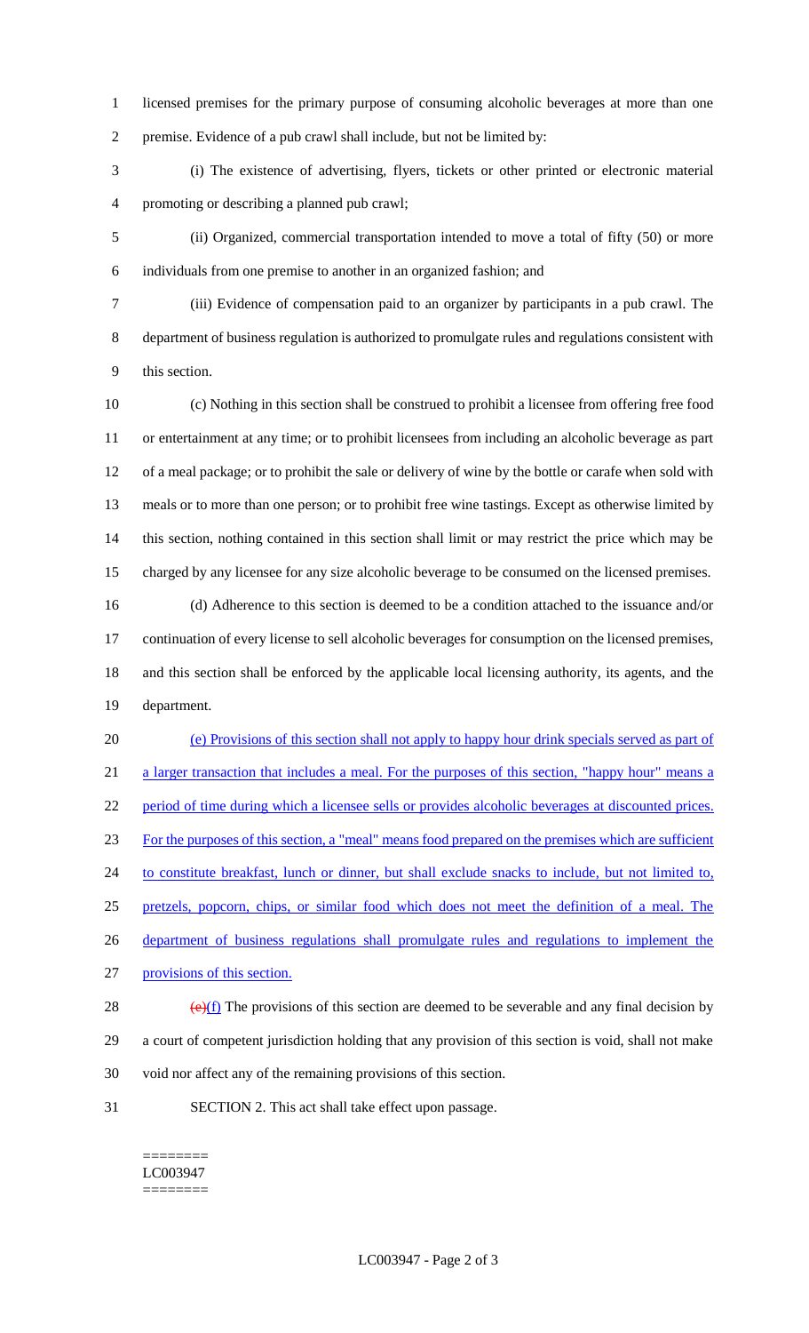licensed premises for the primary purpose of consuming alcoholic beverages at more than one premise. Evidence of a pub crawl shall include, but not be limited by:

(i) The existence of advertising, flyers, tickets or other printed or electronic material promoting or describing a planned pub crawl;

(ii) Organized, commercial transportation intended to move a total of fifty (50) or more individuals from one premise to another in an organized fashion; and

(iii) Evidence of compensation paid to an organizer by participants in a pub crawl. The department of business regulation is authorized to promulgate rules and regulations consistent with this section.

(c) Nothing in this section shall be construed to prohibit a licensee from offering free food or entertainment at any time; or to prohibit licensees from including an alcoholic beverage as part of a meal package; or to prohibit the sale or delivery of wine by the bottle or carafe when sold with meals or to more than one person; or to prohibit free wine tastings. Except as otherwise limited by this section, nothing contained in this section shall limit or may restrict the price which may be charged by any licensee for any size alcoholic beverage to be consumed on the licensed premises.

(d) Adherence to this section is deemed to be a condition attached to the issuance and/or continuation of every license to sell alcoholic beverages for consumption on the licensed premises, and this section shall be enforced by the applicable local licensing authority, its agents, and the department.

(e) Provisions of this section shall not apply to happy hour drink specials served as part of a larger transaction that includes a meal. For the purposes of this section, "happy hour" means a period of time during which a licensee sells or provides alcoholic beverages at discounted prices. For the purposes of this section, a "meal" means food prepared on the premises which are sufficient to constitute breakfast, lunch or dinner, but shall exclude snacks to include, but not limited to, pretzels, popcorn, chips, or similar food which does not meet the definition of a meal. The department of business regulations shall promulgate rules and regulations to implement the provisions of this section.

~~(e)~~(f) The provisions of this section are deemed to be severable and any final decision by a court of competent jurisdiction holding that any provision of this section is void, shall not make void nor affect any of the remaining provisions of this section.

SECTION 2. This act shall take effect upon passage.

========
LC003947
========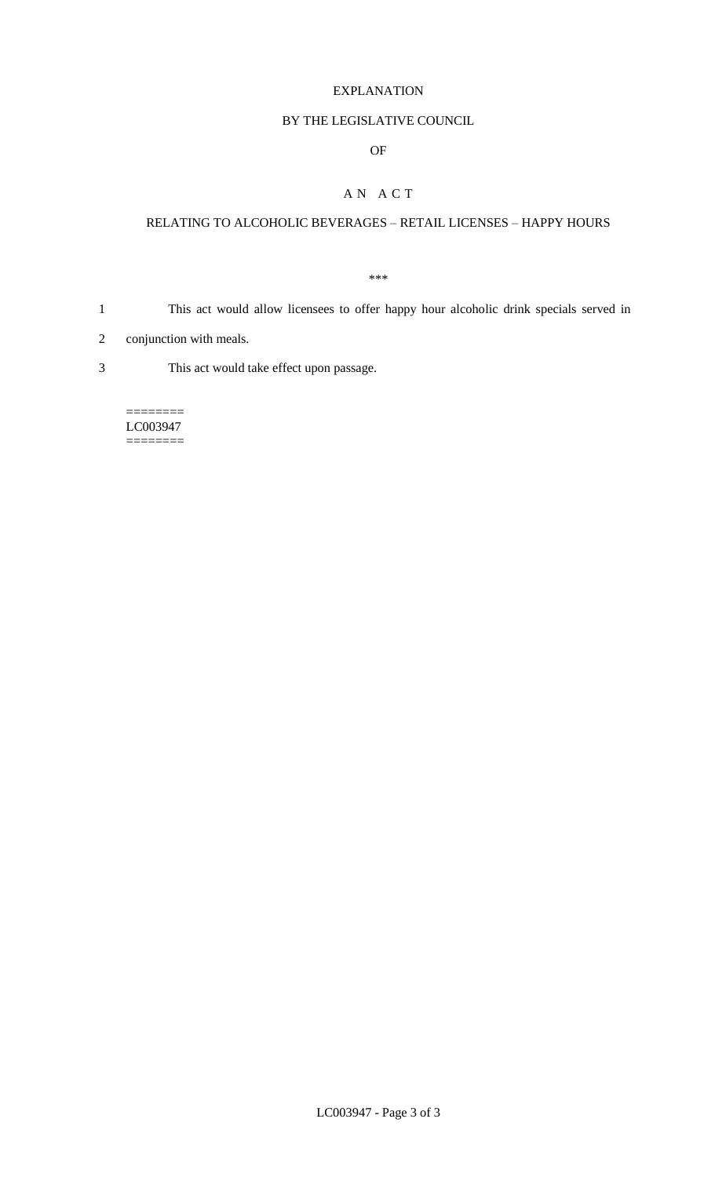EXPLANATION

BY THE LEGISLATIVE COUNCIL

OF

A N A C T

RELATING TO ALCOHOLIC BEVERAGES – RETAIL LICENSES – HAPPY HOURS

\*\*\*

This act would allow licensees to offer happy hour alcoholic drink specials served in conjunction with meals.

This act would take effect upon passage.

========
LC003947
========